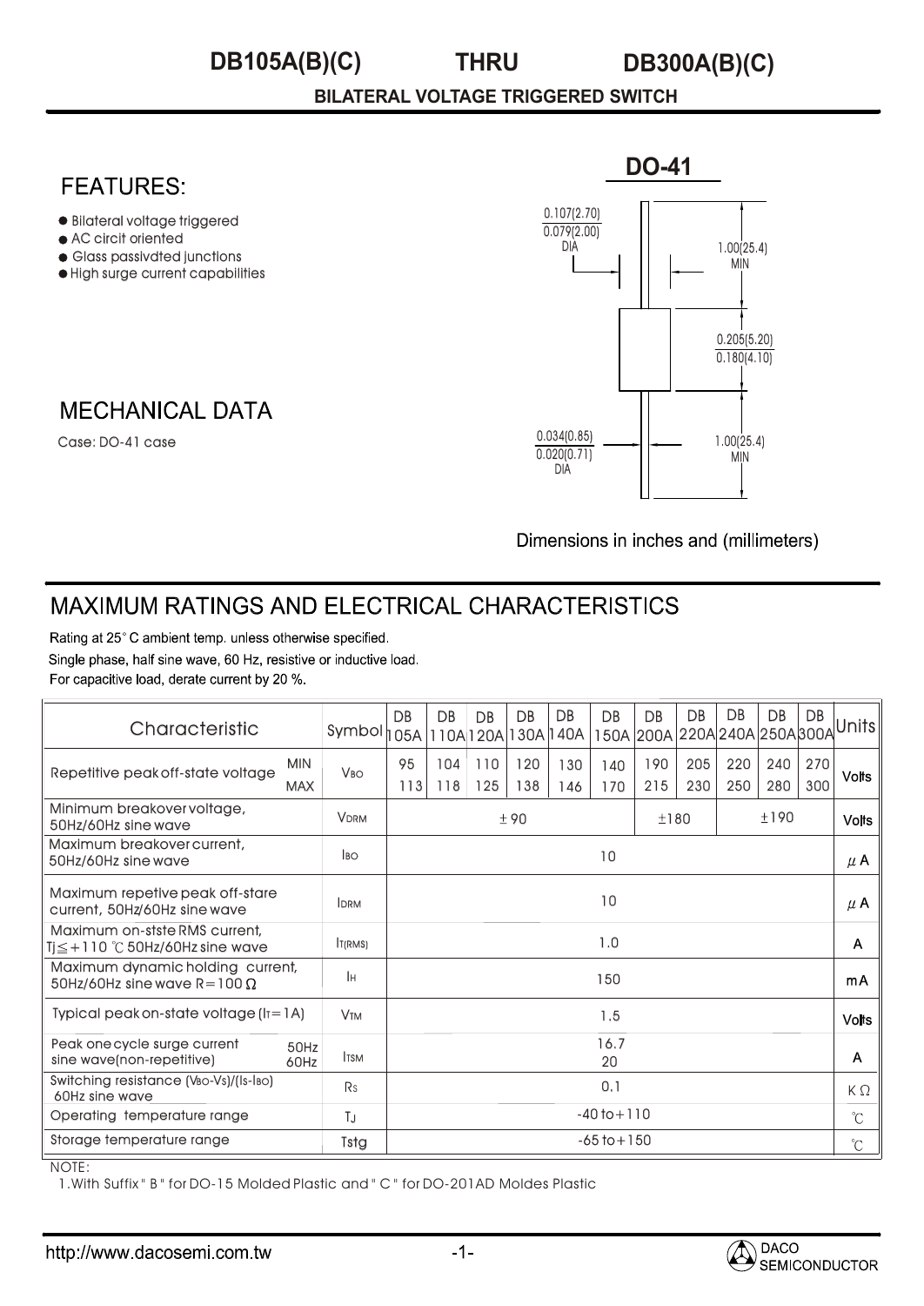# DB105A(B)(C) THRU DB300A(B)(C)

**BILATERAL VOLTAGE TRIGGERED SWITCH**

## FEATURES:

- Bilateral voltage triggered
- AC circit oriented
- Glass passivdted junctions
- High surge current capabilities

## MECHANICAL DATA

Case: DO-41 case

**DO-41**

0.107(2.70)
0.079(2.00)
DIA

1.00(25.4)
MIN

0.205(5.20)
0.180(4.10)

0.034(0.85)
0.020(0.71)
DIA

1.00(25.4)
MIN

Dimensions in inches and (millimeters)

## MAXIMUM RATINGS AND ELECTRICAL CHARACTERISTICS

Rating at 25° C ambient temp. unless otherwise specified.
Single phase, half sine wave, 60 Hz, resistive or inductive load.
For capacitive load, derate current by 20 %.

| Characteristic | | Symbol | DB 105A | DB 110A | DB 120A | DB 130A | DB 140A | DB 150A | DB 200A | DB 220A | DB 240A | DB 250A | DB 300A | Units |
|---|---|---|---|---|---|---|---|---|---|---|---|---|---|---|
| Repetitive peak off-state voltage | MIN | VBO | 95 | 104 | 110 | 120 | 130 | 140 | 190 | 205 | 220 | 240 | 270 | Volts |
| | MAX | | 113 | 118 | 125 | 138 | 146 | 170 | 215 | 230 | 250 | 280 | 300 | |
| Minimum breakover voltage, 50Hz/60Hz sine wave | | VDRM | ±90 | | | | | | ±180 | | ±190 | | | Volts |
| Maximum breakover current, 50Hz/60Hz sine wave | | IBO | 10 | | | | | | | | | | | μA |
| Maximum repetive peak off-stare current, 50Hz/60Hz sine wave | | IDRM | 10 | | | | | | | | | | | μA |
| Maximum on-stste RMS current, Tj≤+110 ℃ 50Hz/60Hz sine wave | | IT(RMS) | 1.0 | | | | | | | | | | | A |
| Maximum dynamic holding current, 50Hz/60Hz sine wave R=100 Ω | | IH | 150 | | | | | | | | | | | mA |
| Typical peak on-state voltage (IT=1A) | | VTM | 1.5 | | | | | | | | | | | Volts |
| Peak one cycle surge current sine wave(non-repetitive) | 50Hz | ITSM | 16.7 | | | | | | | | | | | A |
| | 60Hz | | 20 | | | | | | | | | | | |
| Switching resistance (VBO-VS)/(IS-IBO) 60Hz sine wave | | RS | 0.1 | | | | | | | | | | | KΩ |
| Operating temperature range | | TJ | -40 to +110 | | | | | | | | | | | ℃ |
| Storage temperature range | | Tstg | -65 to +150 | | | | | | | | | | | ℃ |

NOTE:
1.With Suffix " B " for DO-15 Molded Plastic and " C " for DO-201AD Moldes Plastic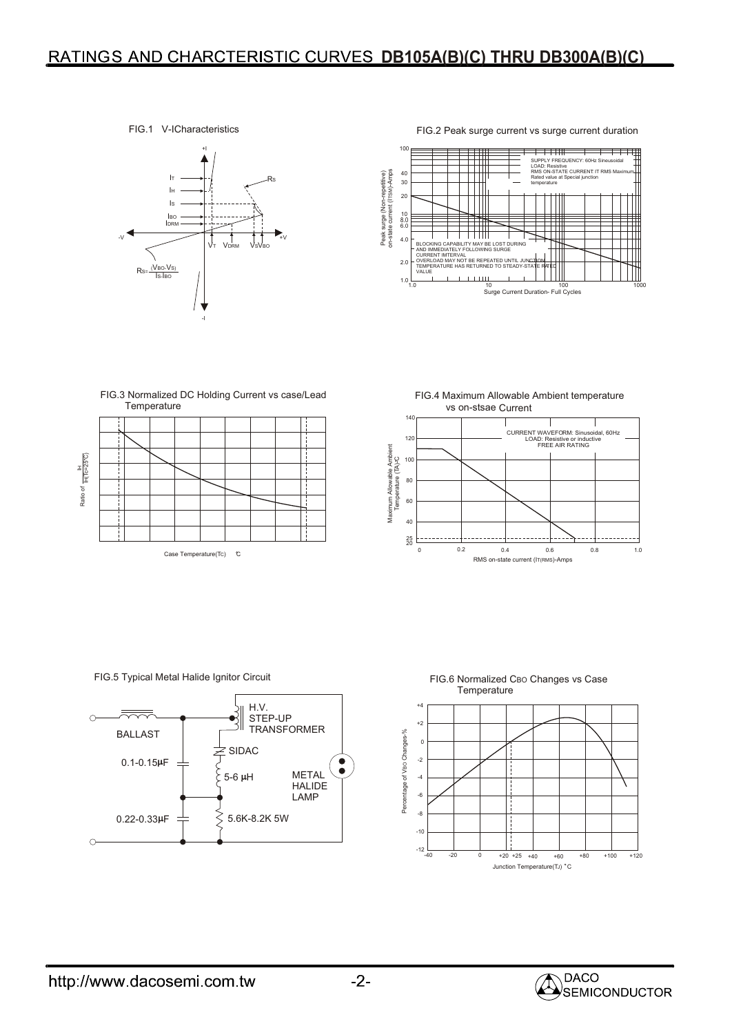# RATINGS AND CHARCTERISTIC CURVES DB105A(B)(C) THRU DB300A(B)(C)

FIG.1 V-ICharacteristics

+I

$I_T$

$I_H$

$I_S$

$I_{BO}$

$I_{DRM}$

$R_S$

-V

+V

$V_T$ $V_{DRM}$ $V_S V_{BO}$

$R_S = \frac{(V_{BO}-V_S)}{I_S - I_{BO}}$

-I

FIG.2 Peak surge current vs surge current duration

Peak surge (Non-repetitive) on-state current ($I_{TSM}$)-Amps

100

40

30

20

10

8.0

6.0

4.0

2.0

1.0

SUPPLY FREQUENCY: 60Hz Sineusoidal
LOAD: Resistive
RMS ON-STATE CURRENT IT RMS Maximum
Rated value at Special junction
temperature

BLOCKING CAPABILITY MAY BE LOST DURING
AND IMMEDIATELY FOLLOWING SURGE
CURRENT IMTERVAL
OVERLOAD MAY NOT BE REPEATED UNTIL JUNCTION
TEMPERATURE HAS RETURNED TO STEADY-STATE RATED
VALUE

1.0 10 100 1000

Surge Current Duration- Full Cycles

FIG.3 Normalized DC Holding Current vs case/Lead Temperature

Ratio of $\frac{I_H}{I_H(T_C=25°C)}$

Case Temperature(Tc) ℃

FIG.4 Maximum Allowable Ambient temperature vs on-stsae Current

Maximum Allowable Ambient Temperature (TA)-C

140

120

100

80

60

40

25

20

CURRENT WAVEFORM: Sinusoidal, 60Hz
LOAD: Resistive or inductive
FREE AIR RATING

0 0.2 0.4 0.6 0.8 1.0

RMS on-state current ($I_{T(RMS)}$)-Amps

FIG.5 Typical Metal Halide Ignitor Circuit

BALLAST

H.V. STEP-UP TRANSFORMER

SIDAC

0.1-0.15μF

5-6 μH

METAL HALIDE LAMP

0.22-0.33μF

5.6K-8.2K 5W

FIG.6 Normalized $C_{BO}$ Changes vs Case Temperature

Percentage of $V_{BO}$ Changes-%

+4

+2

0

-2

-4

-6

-8

-10

-12

-40 -20 0 +20 +25 +40 +60 +80 +100 +120

Junction Temperature($T_J$) °C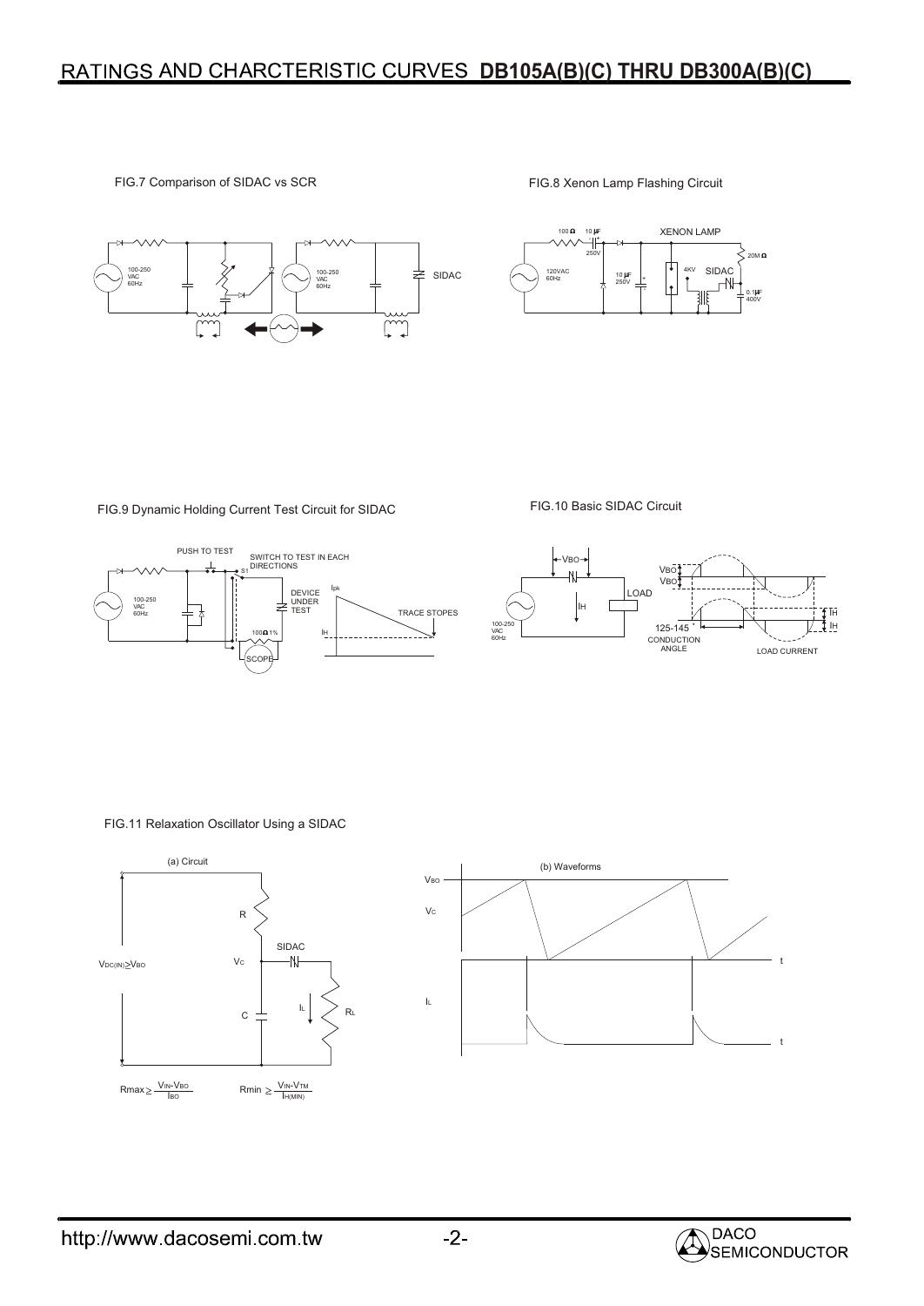# RATINGS AND CHARCTERISTIC CURVES **DB105A(B)(C) THRU DB300A(B)(C)**

FIG.7 Comparison of SIDAC vs SCR

100-250
VAC
60Hz

100-250
VAC
60Hz

SIDAC

FIG.8 Xenon Lamp Flashing Circuit

100 Ω
10 μF
250V
XENON LAMP
20M Ω
120VAC
60Hz
10 μF
250V
4KV
SIDAC
0.1μF
400V

FIG.9 Dynamic Holding Current Test Circuit for SIDAC

PUSH TO TEST
SWITCH TO TEST IN EACH DIRECTIONS
S1
100-250
VAC
60Hz
DEVICE UNDER TEST
100Ω 1%
SCOPE
Ipk
IH
TRACE STOPES

FIG.10 Basic SIDAC Circuit

VBO
IH
LOAD
100-250
VAC
60Hz
VBO
VBO
IH
IH
125-145
CONDUCTION ANGLE
LOAD CURRENT

FIG.11 Relaxation Oscillator Using a SIDAC

(a) Circuit

R
SIDAC
$V_{DC(IN)} \geq V_{BO}$
$V_C$
$I_L$
C
$R_L$

$R_{max} \geq \frac{V_{IN}-V_{BO}}{I_{BO}}$

$R_{min} \geq \frac{V_{IN}-V_{TM}}{I_{H(MIN)}}$

(b) Waveforms

$V_{BO}$
$V_C$
t
$I_L$
t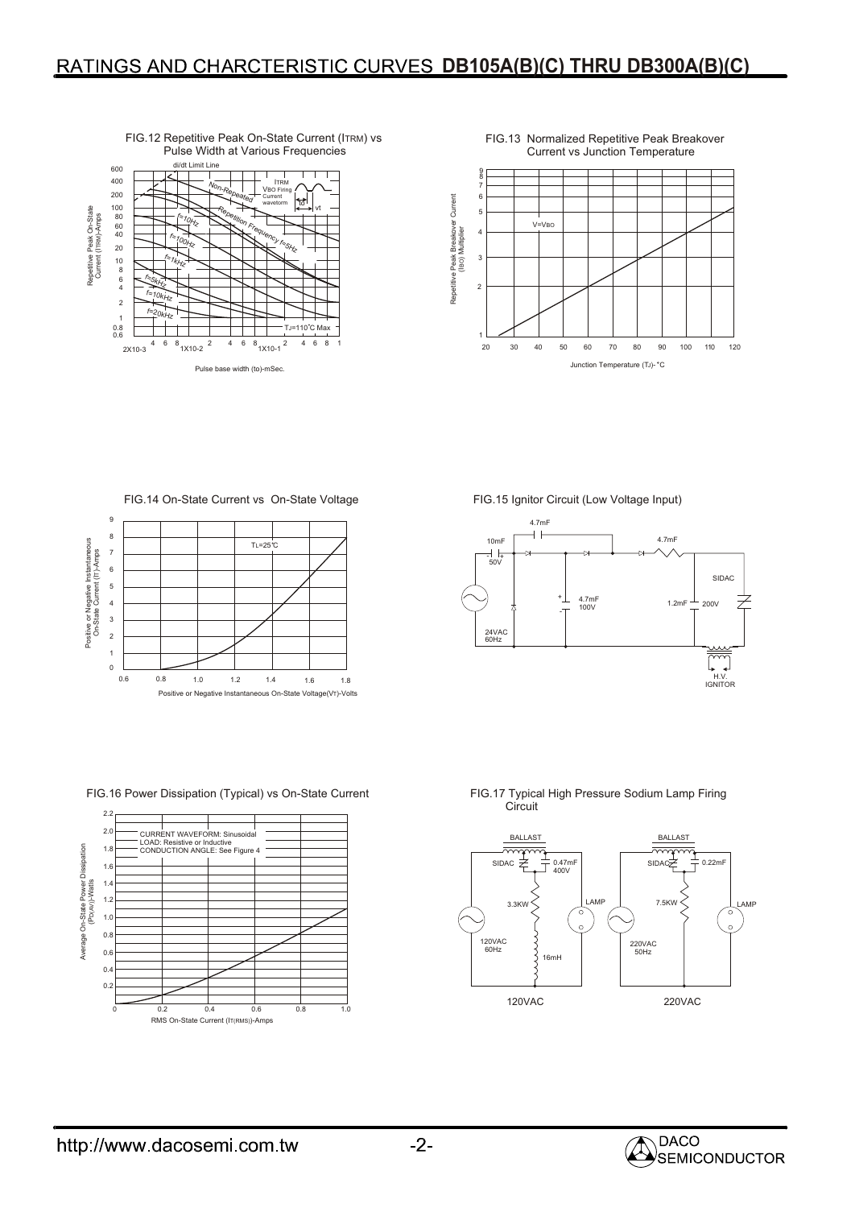# RATINGS AND CHARCTERISTIC CURVES **DB105A(B)(C) THRU DB300A(B)(C)**

FIG.12 Repetitive Peak On-State Current (ITRM) vs Pulse Width at Various Frequencies

di/dt Limit Line

Non-Repeated

ITRM
VBO Firing Current waveform

to
vt

Repetition Frequency f=5Hz

f=10Hz
f=100Hz
f=1kHz
f=5kHz
f=10kHz
f=20kHz

TJ=110˚C Max

Repetitive Peak On-State Current (ITRM)-Amps

600
400
200
100
80
60
40
20
10
8
6
4
2
1
0.8
0.6

2X10-3 4 6 8 1X10-2 2 4 6 8 1X10-1 2 4 6 8 1

Pulse base width (to)-mSec.

FIG.13 Normalized Repetitive Peak Breakover Current vs Junction Temperature

V=VBO

Repetitive Peak Breakover Current (IBO) Multiplier

9
8
7
6
5
4
3
2
1

20 30 40 50 60 70 80 90 100 110 120

Junction Temperature (TJ)- °C

FIG.14 On-State Current vs On-State Voltage

TL=25℃

Positive or Negative Instantaneous On-State Current (IT)-Amps

9
8
7
6
5
4
3
2
1
0

0.6 0.8 1.0 1.2 1.4 1.6 1.8

Positive or Negative Instantaneous On-State Voltage(VT)-Volts

FIG.15 Ignitor Circuit (Low Voltage Input)

4.7mF
10mF
50V
4.7mF
SIDAC
4.7mF
100V
1.2mF
200V
24VAC
60Hz
H.V.
IGNITOR

FIG.16 Power Dissipation (Typical) vs On-State Current

CURRENT WAVEFORM: Sinusoidal
LOAD: Resistive or Inductive
CONDUCTION ANGLE: See Figure 4

Average On-State Power Dissipation (PD(AV))-Watts

2.2
2.0
1.8
1.6
1.4
1.2
1.0
0.8
0.6
0.4
0.2

0 0.2 0.4 0.6 0.8 1.0

RMS On-State Current (IT(RMS))-Amps

FIG.17 Typical High Pressure Sodium Lamp Firing Circuit

BALLAST
SIDAC
0.47mF
400V
3.3KW
LAMP
120VAC
60Hz
16mH
120VAC

BALLAST
SIDAC
0.22mF
7.5KW
LAMP
220VAC
50Hz
220VAC